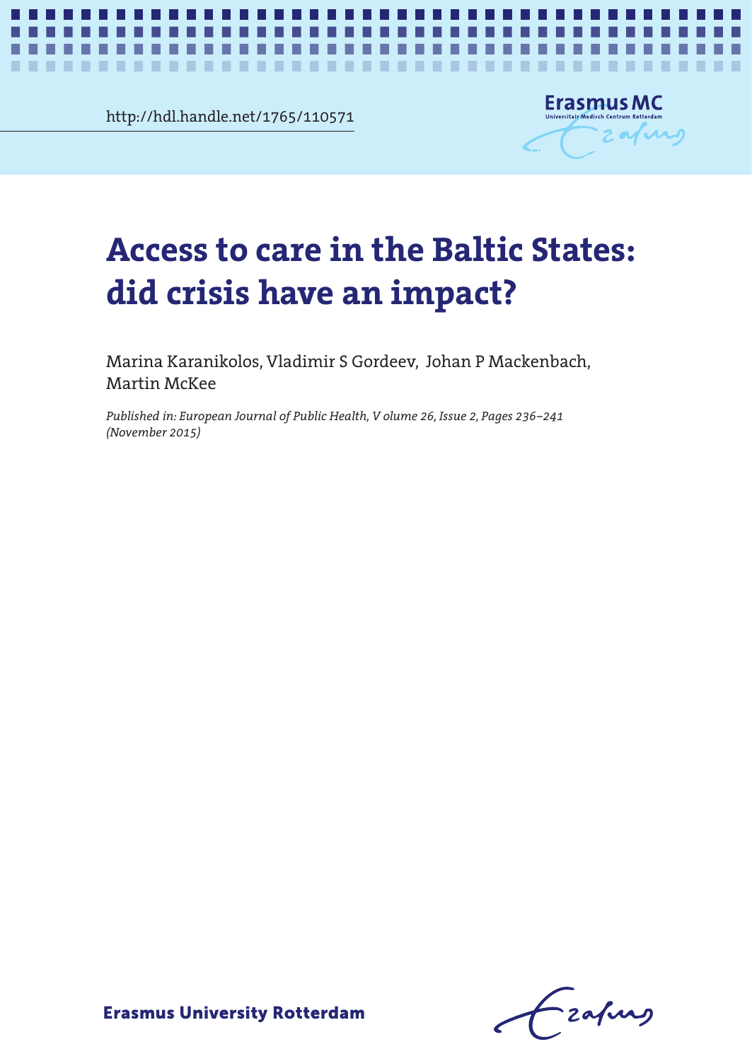http://hdl.handle.net/1765/110571

# Access to care in the Baltic States: did crisis have an impact?

Marina Karanikolos, Vladimir S Gordeev, Johan P Mackenbach, Martin McKee

*Published in: European Journal of Public Health, V olume 26, Issue 2, Pages 236–241 (November 2015)*

Erasmus University Rotterdam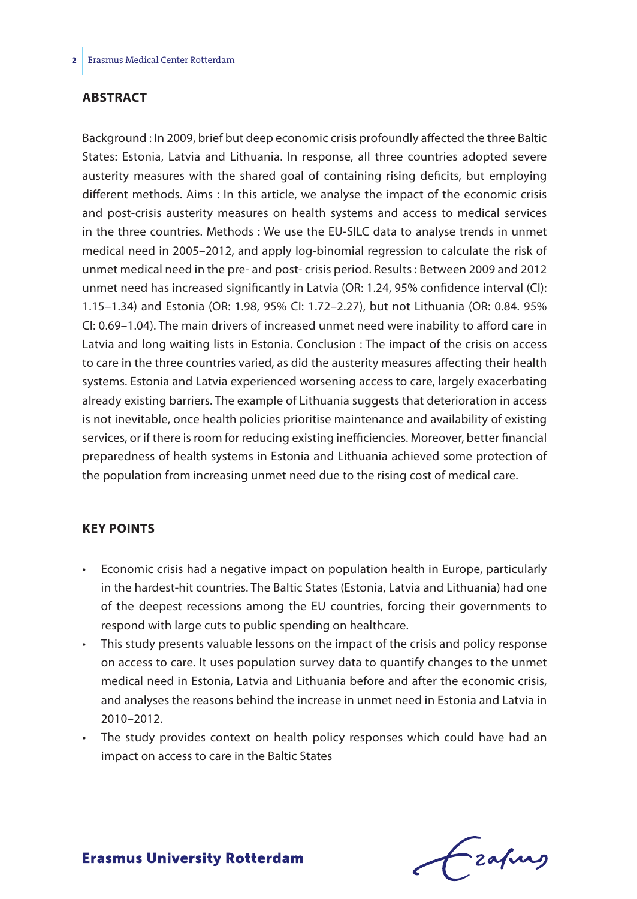## ABSTRACT

Background : In 2009, brief but deep economic crisis profoundly affected the three Baltic States: Estonia, Latvia and Lithuania. In response, all three countries adopted severe austerity measures with the shared goal of containing rising deficits, but employing different methods. Aims : In this article, we analyse the impact of the economic crisis and post-crisis austerity measures on health systems and access to medical services in the three countries. Methods : We use the EU-SILC data to analyse trends in unmet medical need in 2005–2012, and apply log-binomial regression to calculate the risk of unmet medical need in the pre- and post- crisis period. Results : Between 2009 and 2012 unmet need has increased significantly in Latvia (OR: 1.24, 95% confidence interval (CI): 1.15–1.34) and Estonia (OR: 1.98, 95% CI: 1.72–2.27), but not Lithuania (OR: 0.84. 95% CI: 0.69–1.04). The main drivers of increased unmet need were inability to afford care in Latvia and long waiting lists in Estonia. Conclusion : The impact of the crisis on access to care in the three countries varied, as did the austerity measures affecting their health systems. Estonia and Latvia experienced worsening access to care, largely exacerbating already existing barriers. The example of Lithuania suggests that deterioration in access is not inevitable, once health policies prioritise maintenance and availability of existing services, or if there is room for reducing existing inefficiencies. Moreover, better financial preparedness of health systems in Estonia and Lithuania achieved some protection of the population from increasing unmet need due to the rising cost of medical care.

## KEY POINTS

- Economic crisis had a negative impact on population health in Europe, particularly in the hardest-hit countries. The Baltic States (Estonia, Latvia and Lithuania) had one of the deepest recessions among the EU countries, forcing their governments to respond with large cuts to public spending on healthcare.
- This study presents valuable lessons on the impact of the crisis and policy response on access to care. It uses population survey data to quantify changes to the unmet medical need in Estonia, Latvia and Lithuania before and after the economic crisis, and analyses the reasons behind the increase in unmet need in Estonia and Latvia in 2010–2012.
- The study provides context on health policy responses which could have had an impact on access to care in the Baltic States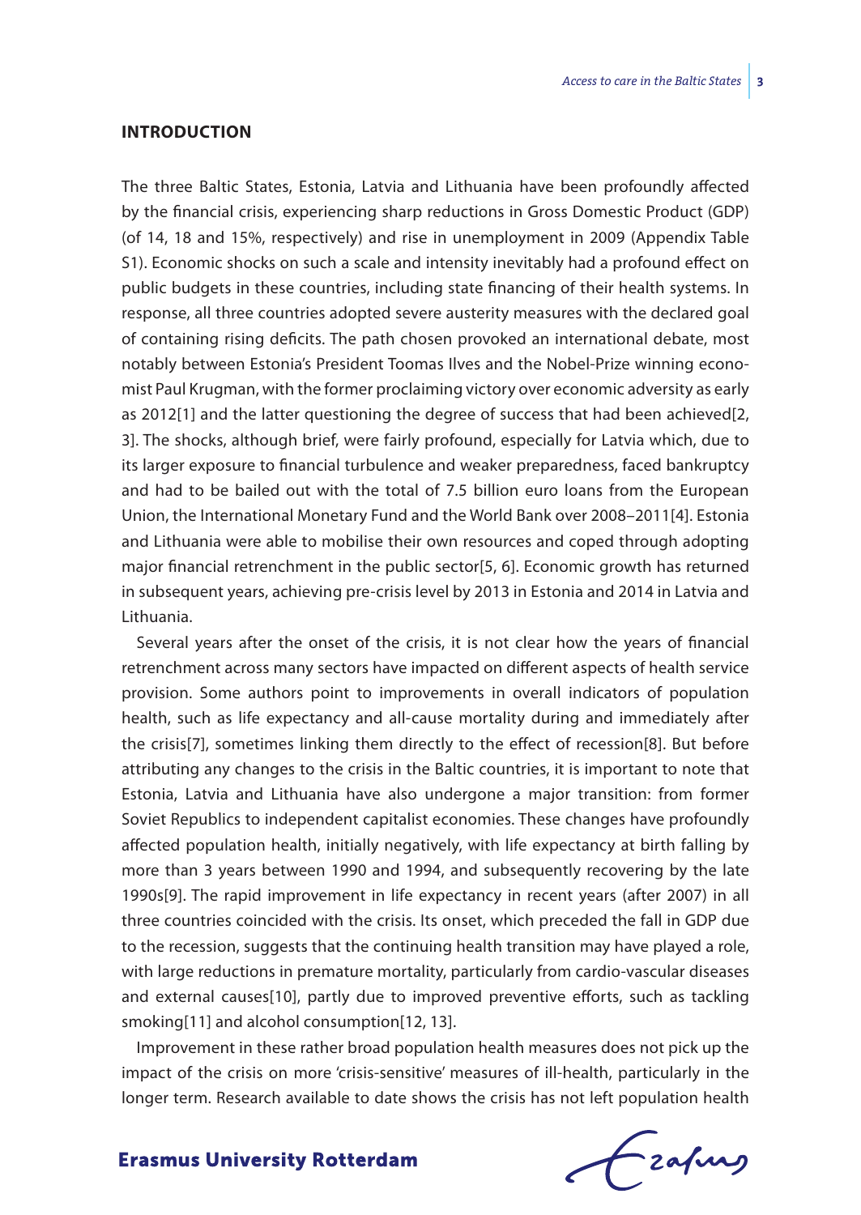## INTRODUCTION

The three Baltic States, Estonia, Latvia and Lithuania have been profoundly affected by the financial crisis, experiencing sharp reductions in Gross Domestic Product (GDP) (of 14, 18 and 15%, respectively) and rise in unemployment in 2009 (Appendix Table S1). Economic shocks on such a scale and intensity inevitably had a profound effect on public budgets in these countries, including state financing of their health systems. In response, all three countries adopted severe austerity measures with the declared goal of containing rising deficits. The path chosen provoked an international debate, most notably between Estonia's President Toomas Ilves and the Nobel-Prize winning economist Paul Krugman, with the former proclaiming victory over economic adversity as early as 2012[1] and the latter questioning the degree of success that had been achieved[2, 3]. The shocks, although brief, were fairly profound, especially for Latvia which, due to its larger exposure to financial turbulence and weaker preparedness, faced bankruptcy and had to be bailed out with the total of 7.5 billion euro loans from the European Union, the International Monetary Fund and the World Bank over 2008–2011[4]. Estonia and Lithuania were able to mobilise their own resources and coped through adopting major financial retrenchment in the public sector[5, 6]. Economic growth has returned in subsequent years, achieving pre-crisis level by 2013 in Estonia and 2014 in Latvia and Lithuania.

Several years after the onset of the crisis, it is not clear how the years of financial retrenchment across many sectors have impacted on different aspects of health service provision. Some authors point to improvements in overall indicators of population health, such as life expectancy and all-cause mortality during and immediately after the crisis[7], sometimes linking them directly to the effect of recession[8]. But before attributing any changes to the crisis in the Baltic countries, it is important to note that Estonia, Latvia and Lithuania have also undergone a major transition: from former Soviet Republics to independent capitalist economies. These changes have profoundly affected population health, initially negatively, with life expectancy at birth falling by more than 3 years between 1990 and 1994, and subsequently recovering by the late 1990s[9]. The rapid improvement in life expectancy in recent years (after 2007) in all three countries coincided with the crisis. Its onset, which preceded the fall in GDP due to the recession, suggests that the continuing health transition may have played a role, with large reductions in premature mortality, particularly from cardio-vascular diseases and external causes[10], partly due to improved preventive efforts, such as tackling smoking[11] and alcohol consumption[12, 13].

Improvement in these rather broad population health measures does not pick up the impact of the crisis on more 'crisis-sensitive' measures of ill-health, particularly in the longer term. Research available to date shows the crisis has not left population health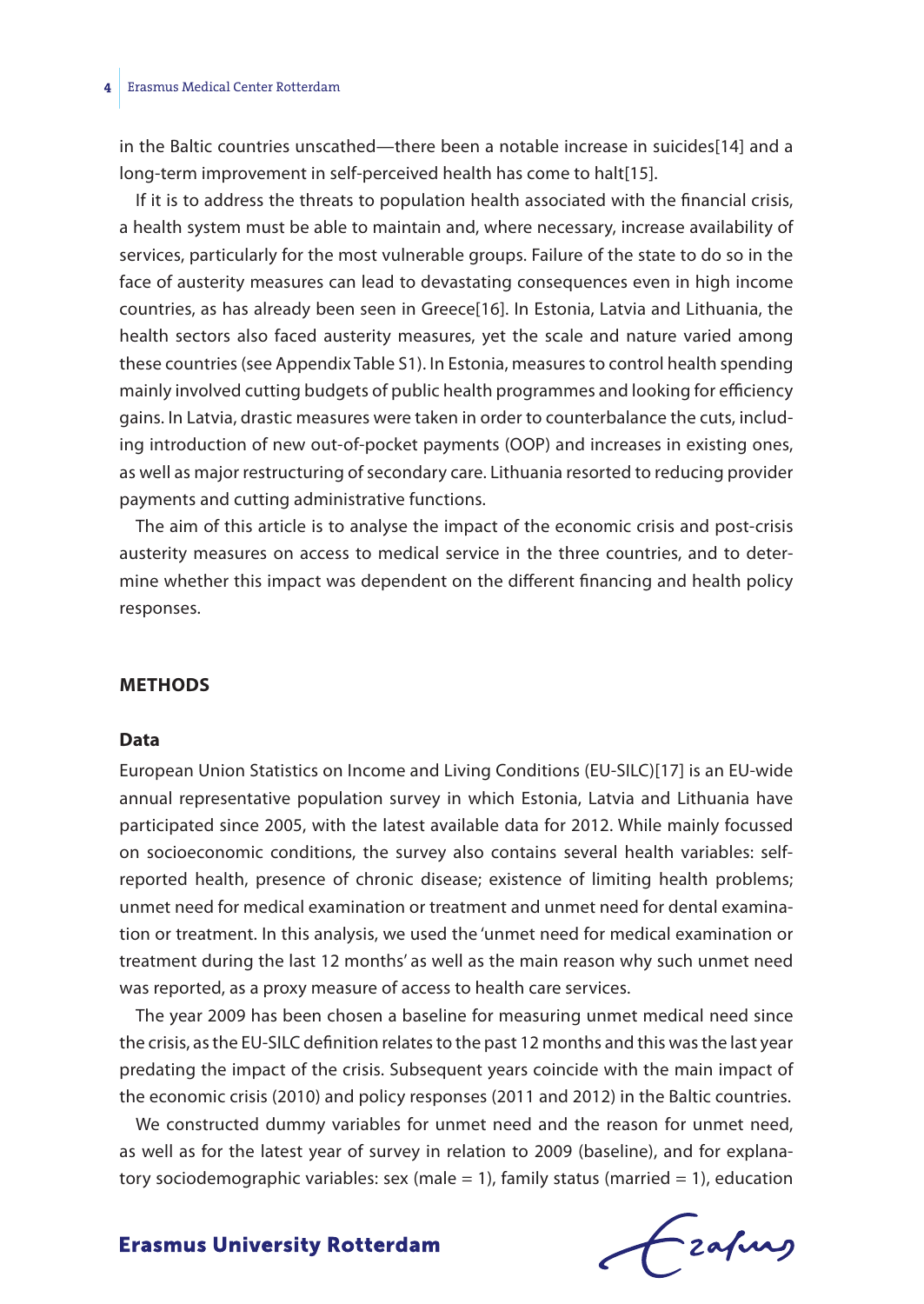in the Baltic countries unscathed—there been a notable increase in suicides[14] and a long-term improvement in self-perceived health has come to halt[15].

If it is to address the threats to population health associated with the financial crisis, a health system must be able to maintain and, where necessary, increase availability of services, particularly for the most vulnerable groups. Failure of the state to do so in the face of austerity measures can lead to devastating consequences even in high income countries, as has already been seen in Greece[16]. In Estonia, Latvia and Lithuania, the health sectors also faced austerity measures, yet the scale and nature varied among these countries (see Appendix Table S1). In Estonia, measures to control health spending mainly involved cutting budgets of public health programmes and looking for efficiency gains. In Latvia, drastic measures were taken in order to counterbalance the cuts, including introduction of new out-of-pocket payments (OOP) and increases in existing ones, as well as major restructuring of secondary care. Lithuania resorted to reducing provider payments and cutting administrative functions.

The aim of this article is to analyse the impact of the economic crisis and post-crisis austerity measures on access to medical service in the three countries, and to determine whether this impact was dependent on the different financing and health policy responses.

## METHODS

### Data

European Union Statistics on Income and Living Conditions (EU-SILC)[17] is an EU-wide annual representative population survey in which Estonia, Latvia and Lithuania have participated since 2005, with the latest available data for 2012. While mainly focussed on socioeconomic conditions, the survey also contains several health variables: self-reported health, presence of chronic disease; existence of limiting health problems; unmet need for medical examination or treatment and unmet need for dental examination or treatment. In this analysis, we used the 'unmet need for medical examination or treatment during the last 12 months' as well as the main reason why such unmet need was reported, as a proxy measure of access to health care services.

The year 2009 has been chosen a baseline for measuring unmet medical need since the crisis, as the EU-SILC definition relates to the past 12 months and this was the last year predating the impact of the crisis. Subsequent years coincide with the main impact of the economic crisis (2010) and policy responses (2011 and 2012) in the Baltic countries.

We constructed dummy variables for unmet need and the reason for unmet need, as well as for the latest year of survey in relation to 2009 (baseline), and for explanatory sociodemographic variables: sex (male = 1), family status (married = 1), education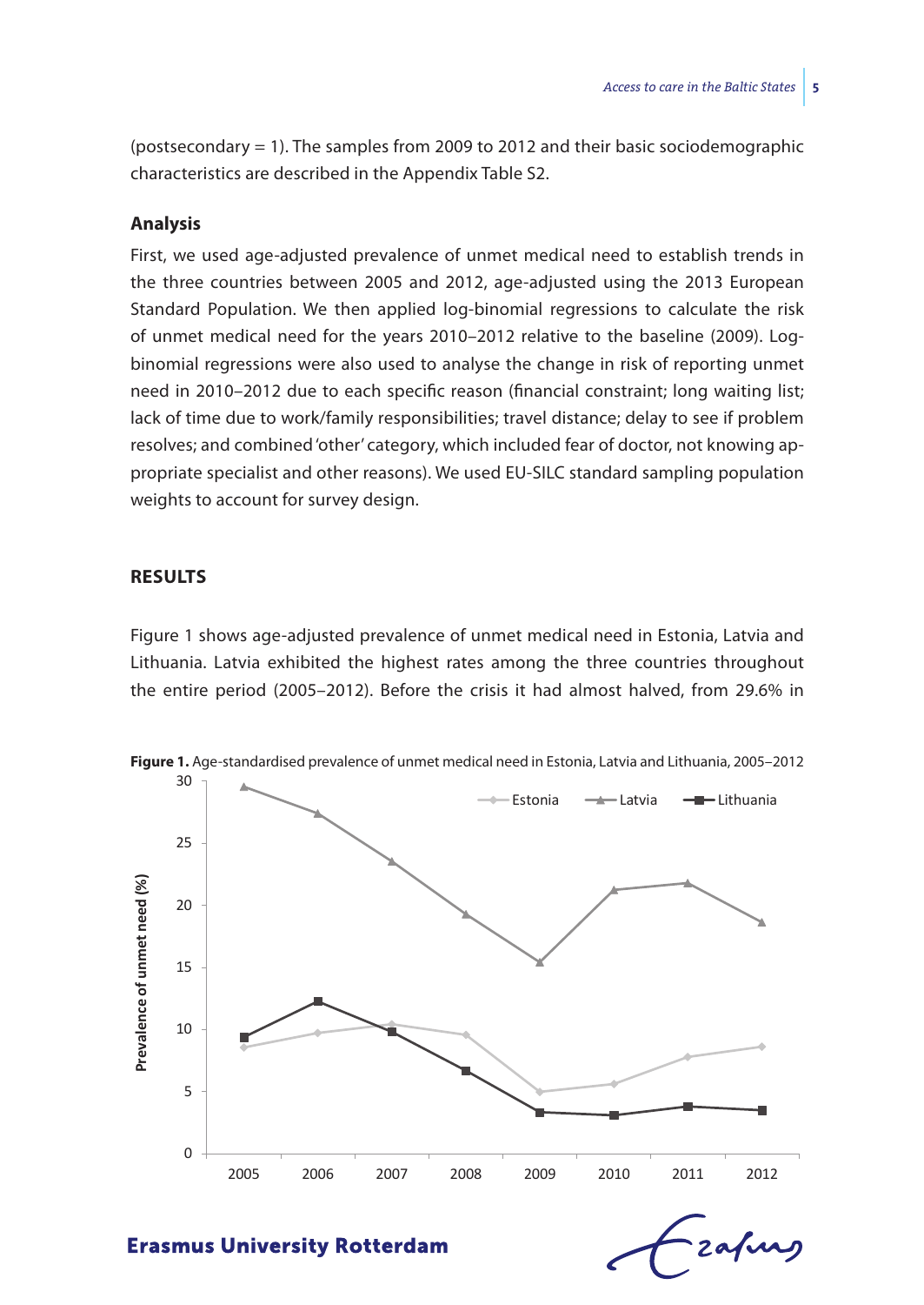(postsecondary = 1). The samples from 2009 to 2012 and their basic sociodemographic characteristics are described in the Appendix Table S2.

### Analysis

First, we used age-adjusted prevalence of unmet medical need to establish trends in the three countries between 2005 and 2012, age-adjusted using the 2013 European Standard Population. We then applied log-binomial regressions to calculate the risk of unmet medical need for the years 2010–2012 relative to the baseline (2009). Log-binomial regressions were also used to analyse the change in risk of reporting unmet need in 2010–2012 due to each specific reason (financial constraint; long waiting list; lack of time due to work/family responsibilities; travel distance; delay to see if problem resolves; and combined 'other' category, which included fear of doctor, not knowing appropriate specialist and other reasons). We used EU-SILC standard sampling population weights to account for survey design.

## RESULTS

Figure 1 shows age-adjusted prevalence of unmet medical need in Estonia, Latvia and Lithuania. Latvia exhibited the highest rates among the three countries throughout the entire period (2005–2012). Before the crisis it had almost halved, from 29.6% in

**Figure 1.** Age-standardised prevalence of unmet medical need in Estonia, Latvia and Lithuania, 2005–2012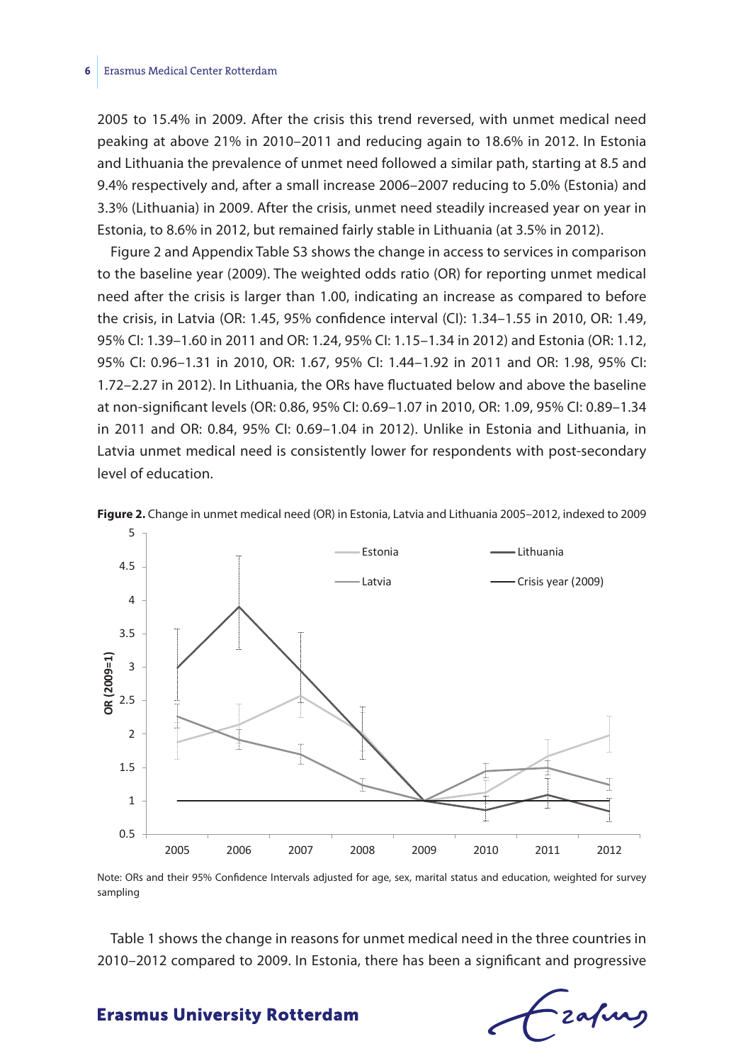2005 to 15.4% in 2009. After the crisis this trend reversed, with unmet medical need peaking at above 21% in 2010–2011 and reducing again to 18.6% in 2012. In Estonia and Lithuania the prevalence of unmet need followed a similar path, starting at 8.5 and 9.4% respectively and, after a small increase 2006–2007 reducing to 5.0% (Estonia) and 3.3% (Lithuania) in 2009. After the crisis, unmet need steadily increased year on year in Estonia, to 8.6% in 2012, but remained fairly stable in Lithuania (at 3.5% in 2012).

Figure 2 and Appendix Table S3 shows the change in access to services in comparison to the baseline year (2009). The weighted odds ratio (OR) for reporting unmet medical need after the crisis is larger than 1.00, indicating an increase as compared to before the crisis, in Latvia (OR: 1.45, 95% confidence interval (CI): 1.34–1.55 in 2010, OR: 1.49, 95% CI: 1.39–1.60 in 2011 and OR: 1.24, 95% CI: 1.15–1.34 in 2012) and Estonia (OR: 1.12, 95% CI: 0.96–1.31 in 2010, OR: 1.67, 95% CI: 1.44–1.92 in 2011 and OR: 1.98, 95% CI: 1.72–2.27 in 2012). In Lithuania, the ORs have fluctuated below and above the baseline at non-significant levels (OR: 0.86, 95% CI: 0.69–1.07 in 2010, OR: 1.09, 95% CI: 0.89–1.34 in 2011 and OR: 0.84, 95% CI: 0.69–1.04 in 2012). Unlike in Estonia and Lithuania, in Latvia unmet medical need is consistently lower for respondents with post-secondary level of education.

**Figure 2.** Change in unmet medical need (OR) in Estonia, Latvia and Lithuania 2005–2012, indexed to 2009

Note: ORs and their 95% Confidence Intervals adjusted for age, sex, marital status and education, weighted for survey sampling

Table 1 shows the change in reasons for unmet medical need in the three countries in 2010–2012 compared to 2009. In Estonia, there has been a significant and progressive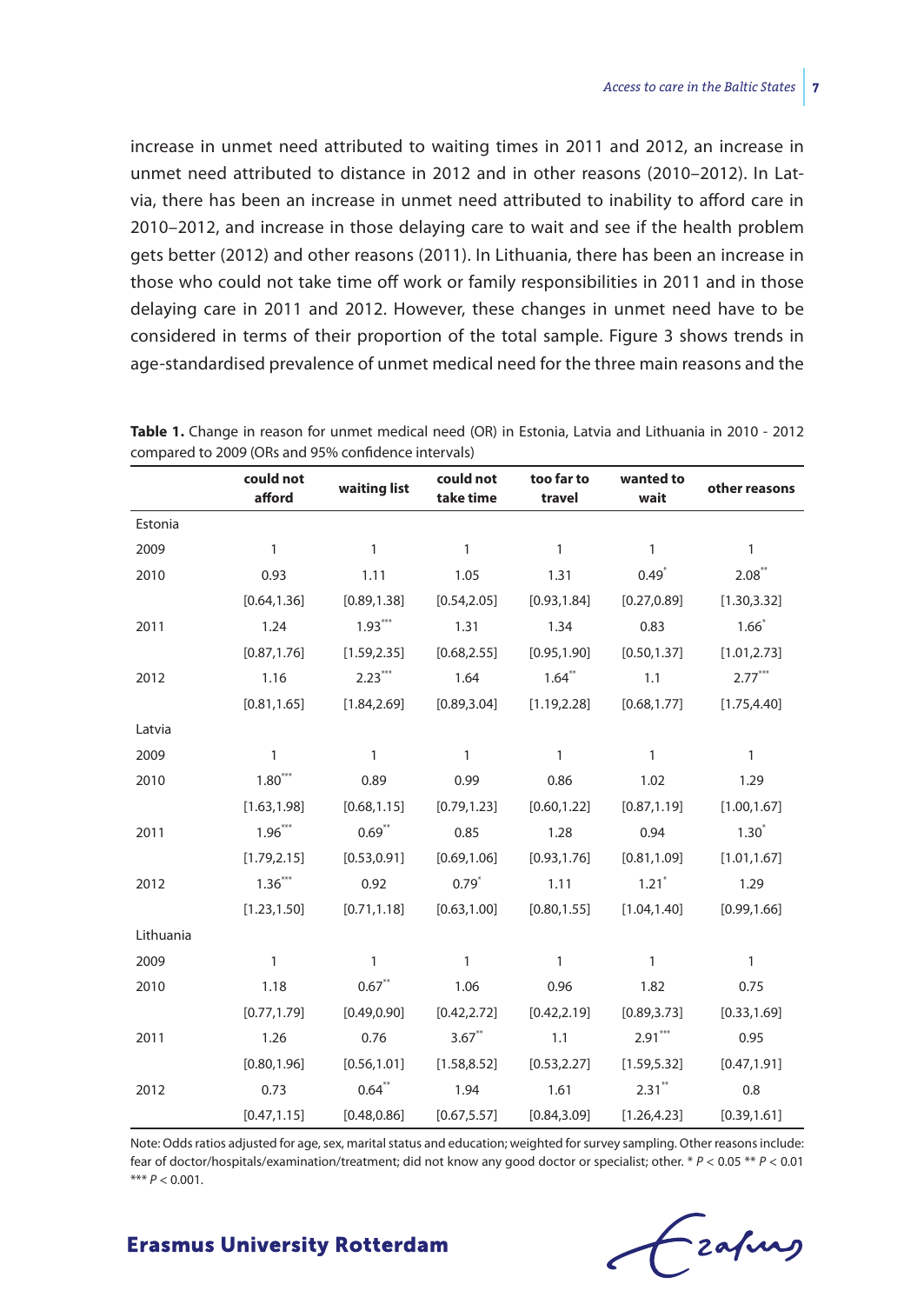increase in unmet need attributed to waiting times in 2011 and 2012, an increase in unmet need attributed to distance in 2012 and in other reasons (2010–2012). In Latvia, there has been an increase in unmet need attributed to inability to afford care in 2010–2012, and increase in those delaying care to wait and see if the health problem gets better (2012) and other reasons (2011). In Lithuania, there has been an increase in those who could not take time off work or family responsibilities in 2011 and in those delaying care in 2011 and 2012. However, these changes in unmet need have to be considered in terms of their proportion of the total sample. Figure 3 shows trends in age-standardised prevalence of unmet medical need for the three main reasons and the

**Table 1.** Change in reason for unmet medical need (OR) in Estonia, Latvia and Lithuania in 2010 - 2012 compared to 2009 (ORs and 95% confidence intervals)

| | could not afford | waiting list | could not take time | too far to travel | wanted to wait | other reasons |
|---|---|---|---|---|---|---|
| Estonia | | | | | | |
| 2009 | 1 | 1 | 1 | 1 | 1 | 1 |
| 2010 | 0.93 | 1.11 | 1.05 | 1.31 | 0.49* | 2.08** |
| | [0.64,1.36] | [0.89,1.38] | [0.54,2.05] | [0.93,1.84] | [0.27,0.89] | [1.30,3.32] |
| 2011 | 1.24 | 1.93*** | 1.31 | 1.34 | 0.83 | 1.66* |
| | [0.87,1.76] | [1.59,2.35] | [0.68,2.55] | [0.95,1.90] | [0.50,1.37] | [1.01,2.73] |
| 2012 | 1.16 | 2.23*** | 1.64 | 1.64** | 1.1 | 2.77*** |
| | [0.81,1.65] | [1.84,2.69] | [0.89,3.04] | [1.19,2.28] | [0.68,1.77] | [1.75,4.40] |
| Latvia | | | | | | |
| 2009 | 1 | 1 | 1 | 1 | 1 | 1 |
| 2010 | 1.80*** | 0.89 | 0.99 | 0.86 | 1.02 | 1.29 |
| | [1.63,1.98] | [0.68,1.15] | [0.79,1.23] | [0.60,1.22] | [0.87,1.19] | [1.00,1.67] |
| 2011 | 1.96*** | 0.69** | 0.85 | 1.28 | 0.94 | 1.30* |
| | [1.79,2.15] | [0.53,0.91] | [0.69,1.06] | [0.93,1.76] | [0.81,1.09] | [1.01,1.67] |
| 2012 | 1.36*** | 0.92 | 0.79* | 1.11 | 1.21* | 1.29 |
| | [1.23,1.50] | [0.71,1.18] | [0.63,1.00] | [0.80,1.55] | [1.04,1.40] | [0.99,1.66] |
| Lithuania | | | | | | |
| 2009 | 1 | 1 | 1 | 1 | 1 | 1 |
| 2010 | 1.18 | 0.67** | 1.06 | 0.96 | 1.82 | 0.75 |
| | [0.77,1.79] | [0.49,0.90] | [0.42,2.72] | [0.42,2.19] | [0.89,3.73] | [0.33,1.69] |
| 2011 | 1.26 | 0.76 | 3.67** | 1.1 | 2.91*** | 0.95 |
| | [0.80,1.96] | [0.56,1.01] | [1.58,8.52] | [0.53,2.27] | [1.59,5.32] | [0.47,1.91] |
| 2012 | 0.73 | 0.64** | 1.94 | 1.61 | 2.31** | 0.8 |
| | [0.47,1.15] | [0.48,0.86] | [0.67,5.57] | [0.84,3.09] | [1.26,4.23] | [0.39,1.61] |

Note: Odds ratios adjusted for age, sex, marital status and education; weighted for survey sampling. Other reasons include: fear of doctor/hospitals/examination/treatment; did not know any good doctor or specialist; other. * $P < 0.05$ ** $P < 0.01$ *** $P < 0.001$.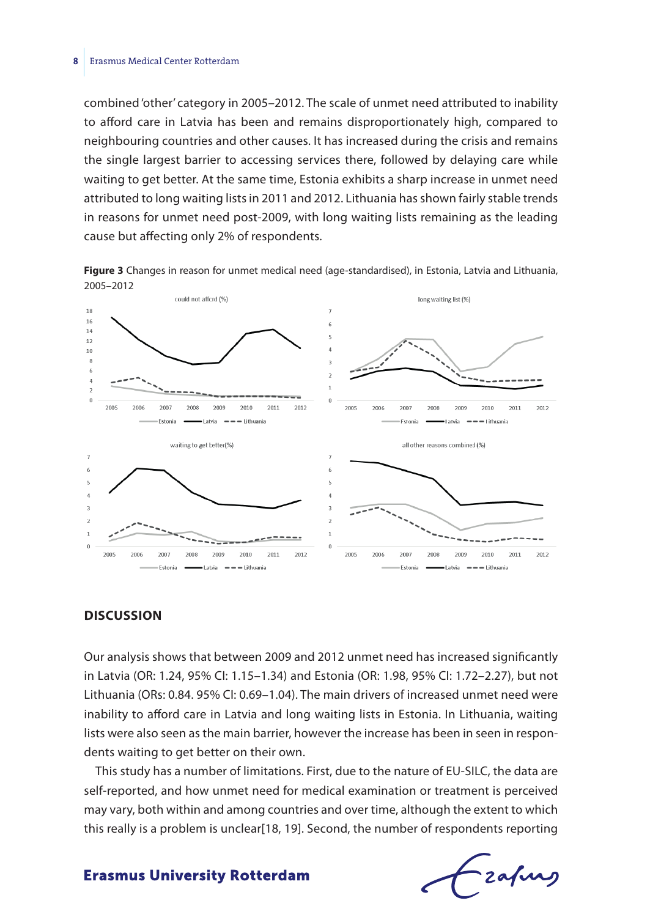combined 'other' category in 2005–2012. The scale of unmet need attributed to inability to afford care in Latvia has been and remains disproportionately high, compared to neighbouring countries and other causes. It has increased during the crisis and remains the single largest barrier to accessing services there, followed by delaying care while waiting to get better. At the same time, Estonia exhibits a sharp increase in unmet need attributed to long waiting lists in 2011 and 2012. Lithuania has shown fairly stable trends in reasons for unmet need post-2009, with long waiting lists remaining as the leading cause but affecting only 2% of respondents.

**Figure 3** Changes in reason for unmet medical need (age-standardised), in Estonia, Latvia and Lithuania, 2005–2012

## DISCUSSION

Our analysis shows that between 2009 and 2012 unmet need has increased significantly in Latvia (OR: 1.24, 95% CI: 1.15–1.34) and Estonia (OR: 1.98, 95% CI: 1.72–2.27), but not Lithuania (ORs: 0.84. 95% CI: 0.69–1.04). The main drivers of increased unmet need were inability to afford care in Latvia and long waiting lists in Estonia. In Lithuania, waiting lists were also seen as the main barrier, however the increase has been in seen in respondents waiting to get better on their own.

This study has a number of limitations. First, due to the nature of EU-SILC, the data are self-reported, and how unmet need for medical examination or treatment is perceived may vary, both within and among countries and over time, although the extent to which this really is a problem is unclear[18, 19]. Second, the number of respondents reporting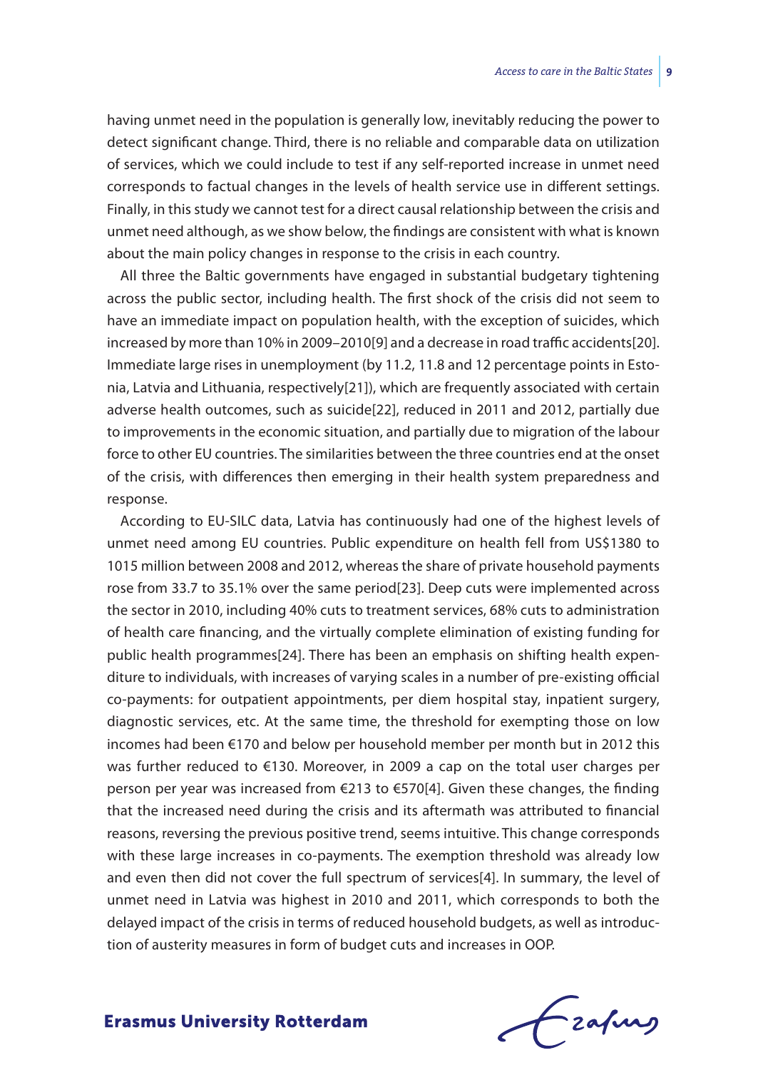having unmet need in the population is generally low, inevitably reducing the power to detect significant change. Third, there is no reliable and comparable data on utilization of services, which we could include to test if any self-reported increase in unmet need corresponds to factual changes in the levels of health service use in different settings. Finally, in this study we cannot test for a direct causal relationship between the crisis and unmet need although, as we show below, the findings are consistent with what is known about the main policy changes in response to the crisis in each country.

All three the Baltic governments have engaged in substantial budgetary tightening across the public sector, including health. The first shock of the crisis did not seem to have an immediate impact on population health, with the exception of suicides, which increased by more than 10% in 2009–2010[9] and a decrease in road traffic accidents[20]. Immediate large rises in unemployment (by 11.2, 11.8 and 12 percentage points in Estonia, Latvia and Lithuania, respectively[21]), which are frequently associated with certain adverse health outcomes, such as suicide[22], reduced in 2011 and 2012, partially due to improvements in the economic situation, and partially due to migration of the labour force to other EU countries. The similarities between the three countries end at the onset of the crisis, with differences then emerging in their health system preparedness and response.

According to EU-SILC data, Latvia has continuously had one of the highest levels of unmet need among EU countries. Public expenditure on health fell from US$1380 to 1015 million between 2008 and 2012, whereas the share of private household payments rose from 33.7 to 35.1% over the same period[23]. Deep cuts were implemented across the sector in 2010, including 40% cuts to treatment services, 68% cuts to administration of health care financing, and the virtually complete elimination of existing funding for public health programmes[24]. There has been an emphasis on shifting health expenditure to individuals, with increases of varying scales in a number of pre-existing official co-payments: for outpatient appointments, per diem hospital stay, inpatient surgery, diagnostic services, etc. At the same time, the threshold for exempting those on low incomes had been €170 and below per household member per month but in 2012 this was further reduced to €130. Moreover, in 2009 a cap on the total user charges per person per year was increased from €213 to €570[4]. Given these changes, the finding that the increased need during the crisis and its aftermath was attributed to financial reasons, reversing the previous positive trend, seems intuitive. This change corresponds with these large increases in co-payments. The exemption threshold was already low and even then did not cover the full spectrum of services[4]. In summary, the level of unmet need in Latvia was highest in 2010 and 2011, which corresponds to both the delayed impact of the crisis in terms of reduced household budgets, as well as introduction of austerity measures in form of budget cuts and increases in OOP.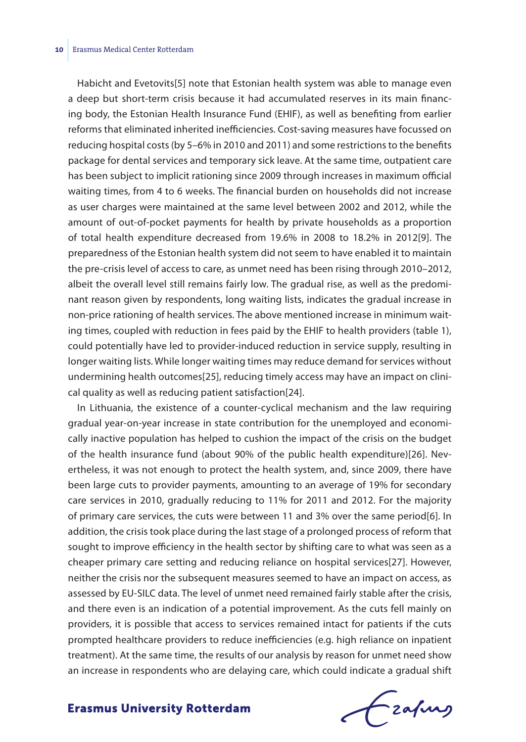Habicht and Evetovits[5] note that Estonian health system was able to manage even a deep but short-term crisis because it had accumulated reserves in its main financing body, the Estonian Health Insurance Fund (EHIF), as well as benefiting from earlier reforms that eliminated inherited inefficiencies. Cost-saving measures have focussed on reducing hospital costs (by 5–6% in 2010 and 2011) and some restrictions to the benefits package for dental services and temporary sick leave. At the same time, outpatient care has been subject to implicit rationing since 2009 through increases in maximum official waiting times, from 4 to 6 weeks. The financial burden on households did not increase as user charges were maintained at the same level between 2002 and 2012, while the amount of out-of-pocket payments for health by private households as a proportion of total health expenditure decreased from 19.6% in 2008 to 18.2% in 2012[9]. The preparedness of the Estonian health system did not seem to have enabled it to maintain the pre-crisis level of access to care, as unmet need has been rising through 2010–2012, albeit the overall level still remains fairly low. The gradual rise, as well as the predominant reason given by respondents, long waiting lists, indicates the gradual increase in non-price rationing of health services. The above mentioned increase in minimum waiting times, coupled with reduction in fees paid by the EHIF to health providers (table 1), could potentially have led to provider-induced reduction in service supply, resulting in longer waiting lists. While longer waiting times may reduce demand for services without undermining health outcomes[25], reducing timely access may have an impact on clinical quality as well as reducing patient satisfaction[24].

In Lithuania, the existence of a counter-cyclical mechanism and the law requiring gradual year-on-year increase in state contribution for the unemployed and economically inactive population has helped to cushion the impact of the crisis on the budget of the health insurance fund (about 90% of the public health expenditure)[26]. Nevertheless, it was not enough to protect the health system, and, since 2009, there have been large cuts to provider payments, amounting to an average of 19% for secondary care services in 2010, gradually reducing to 11% for 2011 and 2012. For the majority of primary care services, the cuts were between 11 and 3% over the same period[6]. In addition, the crisis took place during the last stage of a prolonged process of reform that sought to improve efficiency in the health sector by shifting care to what was seen as a cheaper primary care setting and reducing reliance on hospital services[27]. However, neither the crisis nor the subsequent measures seemed to have an impact on access, as assessed by EU-SILC data. The level of unmet need remained fairly stable after the crisis, and there even is an indication of a potential improvement. As the cuts fell mainly on providers, it is possible that access to services remained intact for patients if the cuts prompted healthcare providers to reduce inefficiencies (e.g. high reliance on inpatient treatment). At the same time, the results of our analysis by reason for unmet need show an increase in respondents who are delaying care, which could indicate a gradual shift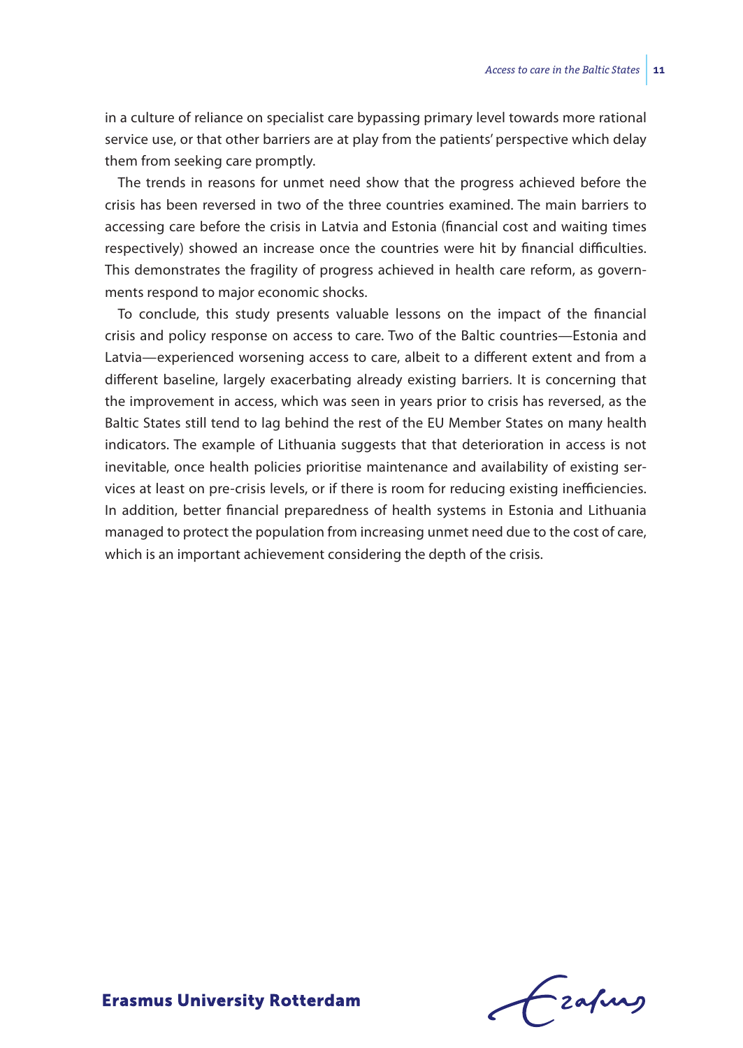in a culture of reliance on specialist care bypassing primary level towards more rational service use, or that other barriers are at play from the patients' perspective which delay them from seeking care promptly.

The trends in reasons for unmet need show that the progress achieved before the crisis has been reversed in two of the three countries examined. The main barriers to accessing care before the crisis in Latvia and Estonia (financial cost and waiting times respectively) showed an increase once the countries were hit by financial difficulties. This demonstrates the fragility of progress achieved in health care reform, as governments respond to major economic shocks.

To conclude, this study presents valuable lessons on the impact of the financial crisis and policy response on access to care. Two of the Baltic countries—Estonia and Latvia—experienced worsening access to care, albeit to a different extent and from a different baseline, largely exacerbating already existing barriers. It is concerning that the improvement in access, which was seen in years prior to crisis has reversed, as the Baltic States still tend to lag behind the rest of the EU Member States on many health indicators. The example of Lithuania suggests that that deterioration in access is not inevitable, once health policies prioritise maintenance and availability of existing services at least on pre-crisis levels, or if there is room for reducing existing inefficiencies. In addition, better financial preparedness of health systems in Estonia and Lithuania managed to protect the population from increasing unmet need due to the cost of care, which is an important achievement considering the depth of the crisis.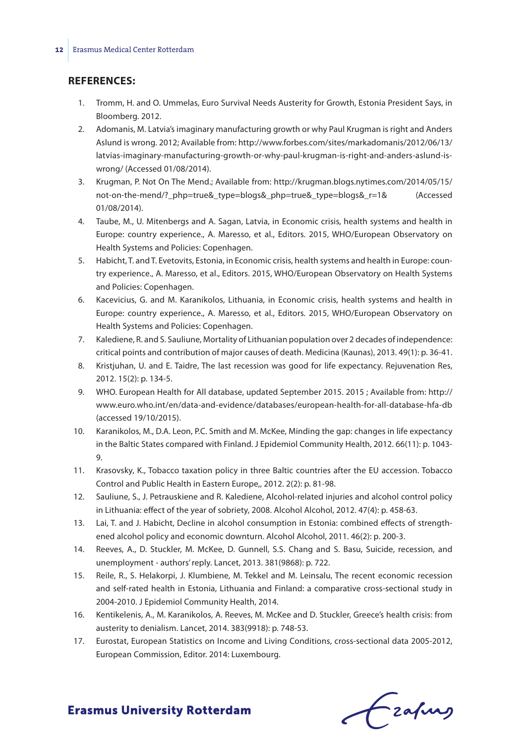## REFERENCES:

1. Tromm, H. and O. Ummelas, Euro Survival Needs Austerity for Growth, Estonia President Says, in Bloomberg. 2012.
2. Adomanis, M. Latvia's imaginary manufacturing growth or why Paul Krugman is right and Anders Aslund is wrong. 2012; Available from: http://www.forbes.com/sites/markadomanis/2012/06/13/latvias-imaginary-manufacturing-growth-or-why-paul-krugman-is-right-and-anders-aslund-is-wrong/ (Accessed 01/08/2014).
3. Krugman, P. Not On The Mend.; Available from: http://krugman.blogs.nytimes.com/2014/05/15/not-on-the-mend/?_php=true&_type=blogs&_php=true&_type=blogs&_r=1& (Accessed 01/08/2014).
4. Taube, M., U. Mitenbergs and A. Sagan, Latvia, in Economic crisis, health systems and health in Europe: country experience., A. Maresso, et al., Editors. 2015, WHO/European Observatory on Health Systems and Policies: Copenhagen.
5. Habicht, T. and T. Evetovits, Estonia, in Economic crisis, health systems and health in Europe: country experience., A. Maresso, et al., Editors. 2015, WHO/European Observatory on Health Systems and Policies: Copenhagen.
6. Kacevicius, G. and M. Karanikolos, Lithuania, in Economic crisis, health systems and health in Europe: country experience., A. Maresso, et al., Editors. 2015, WHO/European Observatory on Health Systems and Policies: Copenhagen.
7. Kalediene, R. and S. Sauliune, Mortality of Lithuanian population over 2 decades of independence: critical points and contribution of major causes of death. Medicina (Kaunas), 2013. 49(1): p. 36-41.
8. Kristjuhan, U. and E. Taidre, The last recession was good for life expectancy. Rejuvenation Res, 2012. 15(2): p. 134-5.
9. WHO. European Health for All database, updated September 2015. 2015 ; Available from: http://www.euro.who.int/en/data-and-evidence/databases/european-health-for-all-database-hfa-db (accessed 19/10/2015).
10. Karanikolos, M., D.A. Leon, P.C. Smith and M. McKee, Minding the gap: changes in life expectancy in the Baltic States compared with Finland. J Epidemiol Community Health, 2012. 66(11): p. 1043-9.
11. Krasovsky, K., Tobacco taxation policy in three Baltic countries after the EU accession. Tobacco Control and Public Health in Eastern Europe,, 2012. 2(2): p. 81-98.
12. Sauliune, S., J. Petrauskiene and R. Kalediene, Alcohol-related injuries and alcohol control policy in Lithuania: effect of the year of sobriety, 2008. Alcohol Alcohol, 2012. 47(4): p. 458-63.
13. Lai, T. and J. Habicht, Decline in alcohol consumption in Estonia: combined effects of strengthened alcohol policy and economic downturn. Alcohol Alcohol, 2011. 46(2): p. 200-3.
14. Reeves, A., D. Stuckler, M. McKee, D. Gunnell, S.S. Chang and S. Basu, Suicide, recession, and unemployment - authors' reply. Lancet, 2013. 381(9868): p. 722.
15. Reile, R., S. Helakorpi, J. Klumbiene, M. Tekkel and M. Leinsalu, The recent economic recession and self-rated health in Estonia, Lithuania and Finland: a comparative cross-sectional study in 2004-2010. J Epidemiol Community Health, 2014.
16. Kentikelenis, A., M. Karanikolos, A. Reeves, M. McKee and D. Stuckler, Greece's health crisis: from austerity to denialism. Lancet, 2014. 383(9918): p. 748-53.
17. Eurostat, European Statistics on Income and Living Conditions, cross-sectional data 2005-2012, European Commission, Editor. 2014: Luxembourg.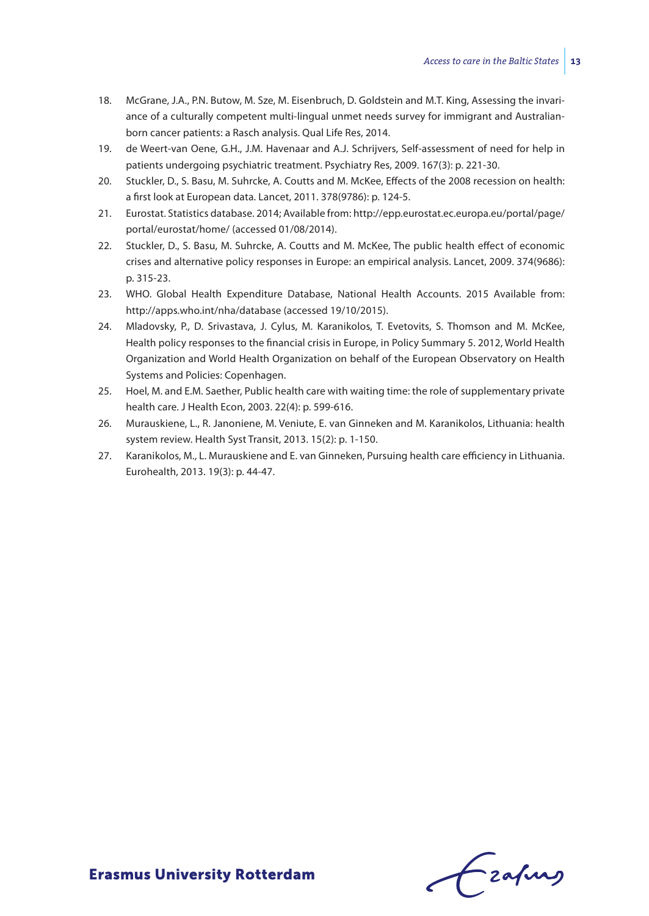18. McGrane, J.A., P.N. Butow, M. Sze, M. Eisenbruch, D. Goldstein and M.T. King, Assessing the invariance of a culturally competent multi-lingual unmet needs survey for immigrant and Australian-born cancer patients: a Rasch analysis. Qual Life Res, 2014.
19. de Weert-van Oene, G.H., J.M. Havenaar and A.J. Schrijvers, Self-assessment of need for help in patients undergoing psychiatric treatment. Psychiatry Res, 2009. 167(3): p. 221-30.
20. Stuckler, D., S. Basu, M. Suhrcke, A. Coutts and M. McKee, Effects of the 2008 recession on health: a first look at European data. Lancet, 2011. 378(9786): p. 124-5.
21. Eurostat. Statistics database. 2014; Available from: http://epp.eurostat.ec.europa.eu/portal/page/portal/eurostat/home/ (accessed 01/08/2014).
22. Stuckler, D., S. Basu, M. Suhrcke, A. Coutts and M. McKee, The public health effect of economic crises and alternative policy responses in Europe: an empirical analysis. Lancet, 2009. 374(9686): p. 315-23.
23. WHO. Global Health Expenditure Database, National Health Accounts. 2015 Available from: http://apps.who.int/nha/database (accessed 19/10/2015).
24. Mladovsky, P., D. Srivastava, J. Cylus, M. Karanikolos, T. Evetovits, S. Thomson and M. McKee, Health policy responses to the financial crisis in Europe, in Policy Summary 5. 2012, World Health Organization and World Health Organization on behalf of the European Observatory on Health Systems and Policies: Copenhagen.
25. Hoel, M. and E.M. Saether, Public health care with waiting time: the role of supplementary private health care. J Health Econ, 2003. 22(4): p. 599-616.
26. Murauskiene, L., R. Janoniene, M. Veniute, E. van Ginneken and M. Karanikolos, Lithuania: health system review. Health Syst Transit, 2013. 15(2): p. 1-150.
27. Karanikolos, M., L. Murauskiene and E. van Ginneken, Pursuing health care efficiency in Lithuania. Eurohealth, 2013. 19(3): p. 44-47.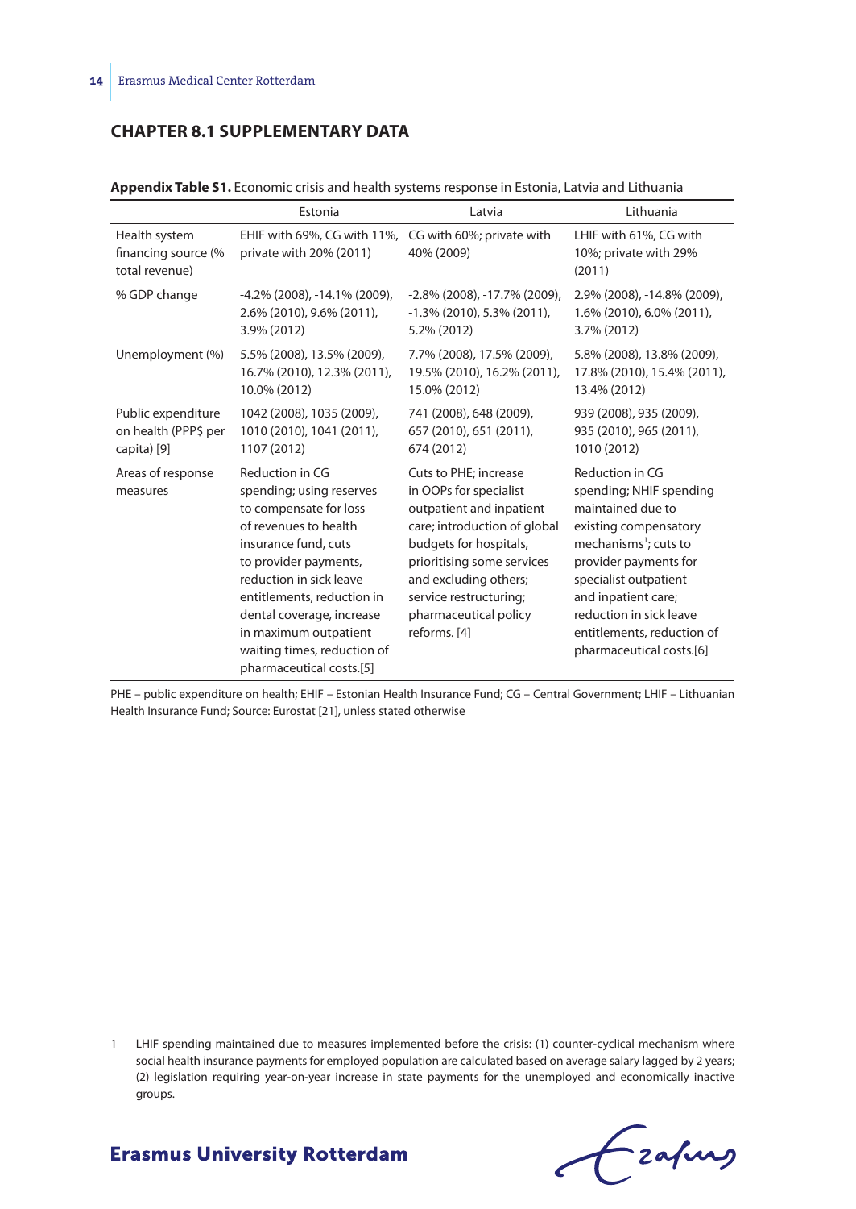## CHAPTER 8.1 SUPPLEMENTARY DATA

**Appendix Table S1.** Economic crisis and health systems response in Estonia, Latvia and Lithuania

| | Estonia | Latvia | Lithuania |
|---|---|---|---|
| Health system financing source (% total revenue) | EHIF with 69%, CG with 11%, private with 20% (2011) | CG with 60%; private with 40% (2009) | LHIF with 61%, CG with 10%; private with 29% (2011) |
| % GDP change | -4.2% (2008), -14.1% (2009), 2.6% (2010), 9.6% (2011), 3.9% (2012) | -2.8% (2008), -17.7% (2009), -1.3% (2010), 5.3% (2011), 5.2% (2012) | 2.9% (2008), -14.8% (2009), 1.6% (2010), 6.0% (2011), 3.7% (2012) |
| Unemployment (%) | 5.5% (2008), 13.5% (2009), 16.7% (2010), 12.3% (2011), 10.0% (2012) | 7.7% (2008), 17.5% (2009), 19.5% (2010), 16.2% (2011), 15.0% (2012) | 5.8% (2008), 13.8% (2009), 17.8% (2010), 15.4% (2011), 13.4% (2012) |
| Public expenditure on health (PPP$ per capita) [9] | 1042 (2008), 1035 (2009), 1010 (2010), 1041 (2011), 1107 (2012) | 741 (2008), 648 (2009), 657 (2010), 651 (2011), 674 (2012) | 939 (2008), 935 (2009), 935 (2010), 965 (2011), 1010 (2012) |
| Areas of response measures | Reduction in CG spending; using reserves to compensate for loss of revenues to health insurance fund, cuts to provider payments, reduction in sick leave entitlements, reduction in dental coverage, increase in maximum outpatient waiting times, reduction of pharmaceutical costs.[5] | Cuts to PHE; increase in OOPs for specialist outpatient and inpatient care; introduction of global budgets for hospitals, prioritising some services and excluding others; service restructuring; pharmaceutical policy reforms. [4] | Reduction in CG spending; NHIF spending maintained due to existing compensatory mechanisms[1]; cuts to provider payments for specialist outpatient and inpatient care; reduction in sick leave entitlements, reduction of pharmaceutical costs.[6] |

PHE – public expenditure on health; EHIF – Estonian Health Insurance Fund; CG – Central Government; LHIF – Lithuanian Health Insurance Fund; Source: Eurostat [21], unless stated otherwise

1 LHIF spending maintained due to measures implemented before the crisis: (1) counter-cyclical mechanism where social health insurance payments for employed population are calculated based on average salary lagged by 2 years; (2) legislation requiring year-on-year increase in state payments for the unemployed and economically inactive groups.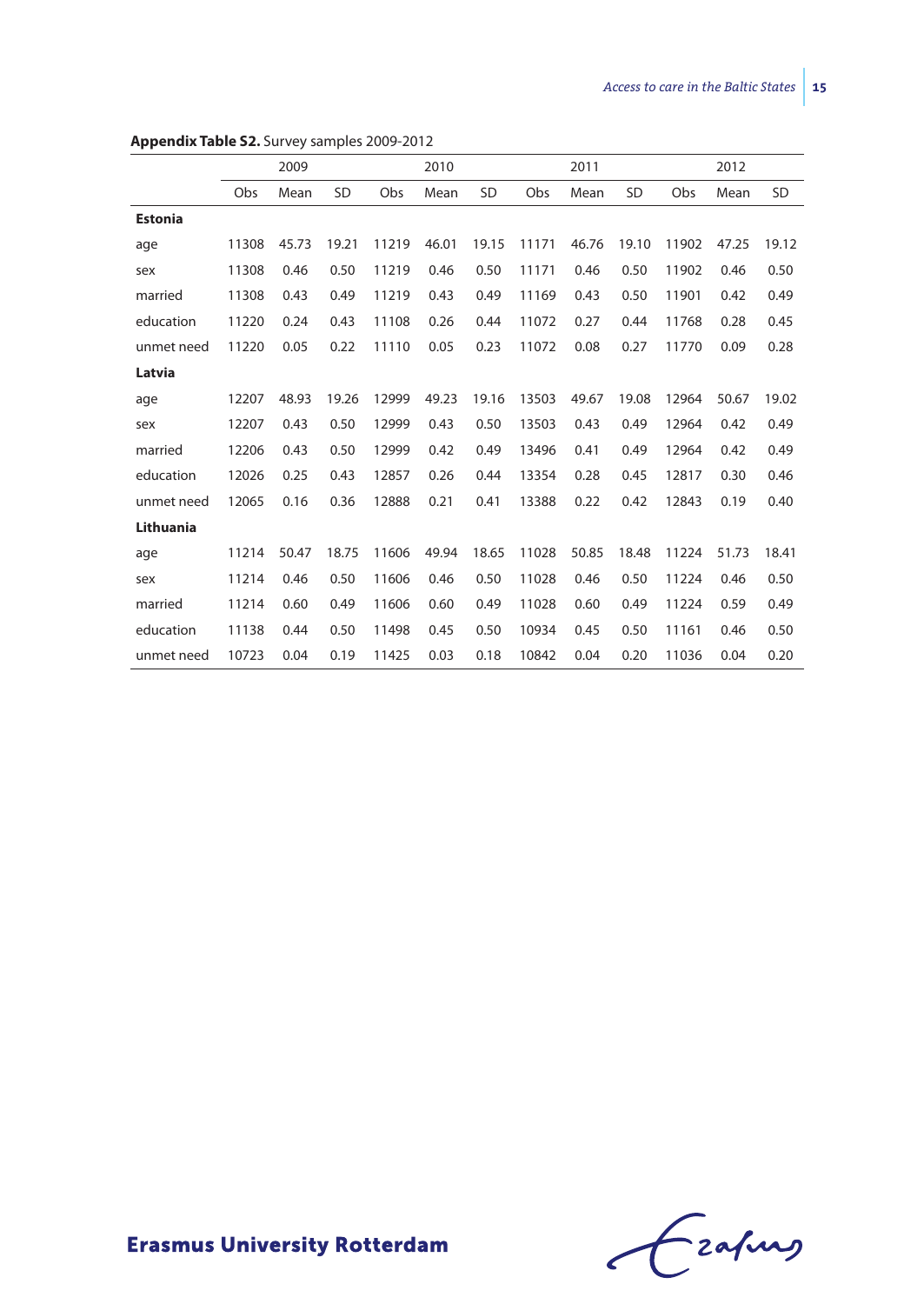**Appendix Table S2.** Survey samples 2009-2012

| | 2009 | | | 2010 | | | 2011 | | | 2012 | | |
|---|---|---|---|---|---|---|---|---|---|---|---|---|
| | Obs | Mean | SD | Obs | Mean | SD | Obs | Mean | SD | Obs | Mean | SD |
| **Estonia** | | | | | | | | | | | | |
| age | 11308 | 45.73 | 19.21 | 11219 | 46.01 | 19.15 | 11171 | 46.76 | 19.10 | 11902 | 47.25 | 19.12 |
| sex | 11308 | 0.46 | 0.50 | 11219 | 0.46 | 0.50 | 11171 | 0.46 | 0.50 | 11902 | 0.46 | 0.50 |
| married | 11308 | 0.43 | 0.49 | 11219 | 0.43 | 0.49 | 11169 | 0.43 | 0.50 | 11901 | 0.42 | 0.49 |
| education | 11220 | 0.24 | 0.43 | 11108 | 0.26 | 0.44 | 11072 | 0.27 | 0.44 | 11768 | 0.28 | 0.45 |
| unmet need | 11220 | 0.05 | 0.22 | 11110 | 0.05 | 0.23 | 11072 | 0.08 | 0.27 | 11770 | 0.09 | 0.28 |
| **Latvia** | | | | | | | | | | | | |
| age | 12207 | 48.93 | 19.26 | 12999 | 49.23 | 19.16 | 13503 | 49.67 | 19.08 | 12964 | 50.67 | 19.02 |
| sex | 12207 | 0.43 | 0.50 | 12999 | 0.43 | 0.50 | 13503 | 0.43 | 0.49 | 12964 | 0.42 | 0.49 |
| married | 12206 | 0.43 | 0.50 | 12999 | 0.42 | 0.49 | 13496 | 0.41 | 0.49 | 12964 | 0.42 | 0.49 |
| education | 12026 | 0.25 | 0.43 | 12857 | 0.26 | 0.44 | 13354 | 0.28 | 0.45 | 12817 | 0.30 | 0.46 |
| unmet need | 12065 | 0.16 | 0.36 | 12888 | 0.21 | 0.41 | 13388 | 0.22 | 0.42 | 12843 | 0.19 | 0.40 |
| **Lithuania** | | | | | | | | | | | | |
| age | 11214 | 50.47 | 18.75 | 11606 | 49.94 | 18.65 | 11028 | 50.85 | 18.48 | 11224 | 51.73 | 18.41 |
| sex | 11214 | 0.46 | 0.50 | 11606 | 0.46 | 0.50 | 11028 | 0.46 | 0.50 | 11224 | 0.46 | 0.50 |
| married | 11214 | 0.60 | 0.49 | 11606 | 0.60 | 0.49 | 11028 | 0.60 | 0.49 | 11224 | 0.59 | 0.49 |
| education | 11138 | 0.44 | 0.50 | 11498 | 0.45 | 0.50 | 10934 | 0.45 | 0.50 | 11161 | 0.46 | 0.50 |
| unmet need | 10723 | 0.04 | 0.19 | 11425 | 0.03 | 0.18 | 10842 | 0.04 | 0.20 | 11036 | 0.04 | 0.20 |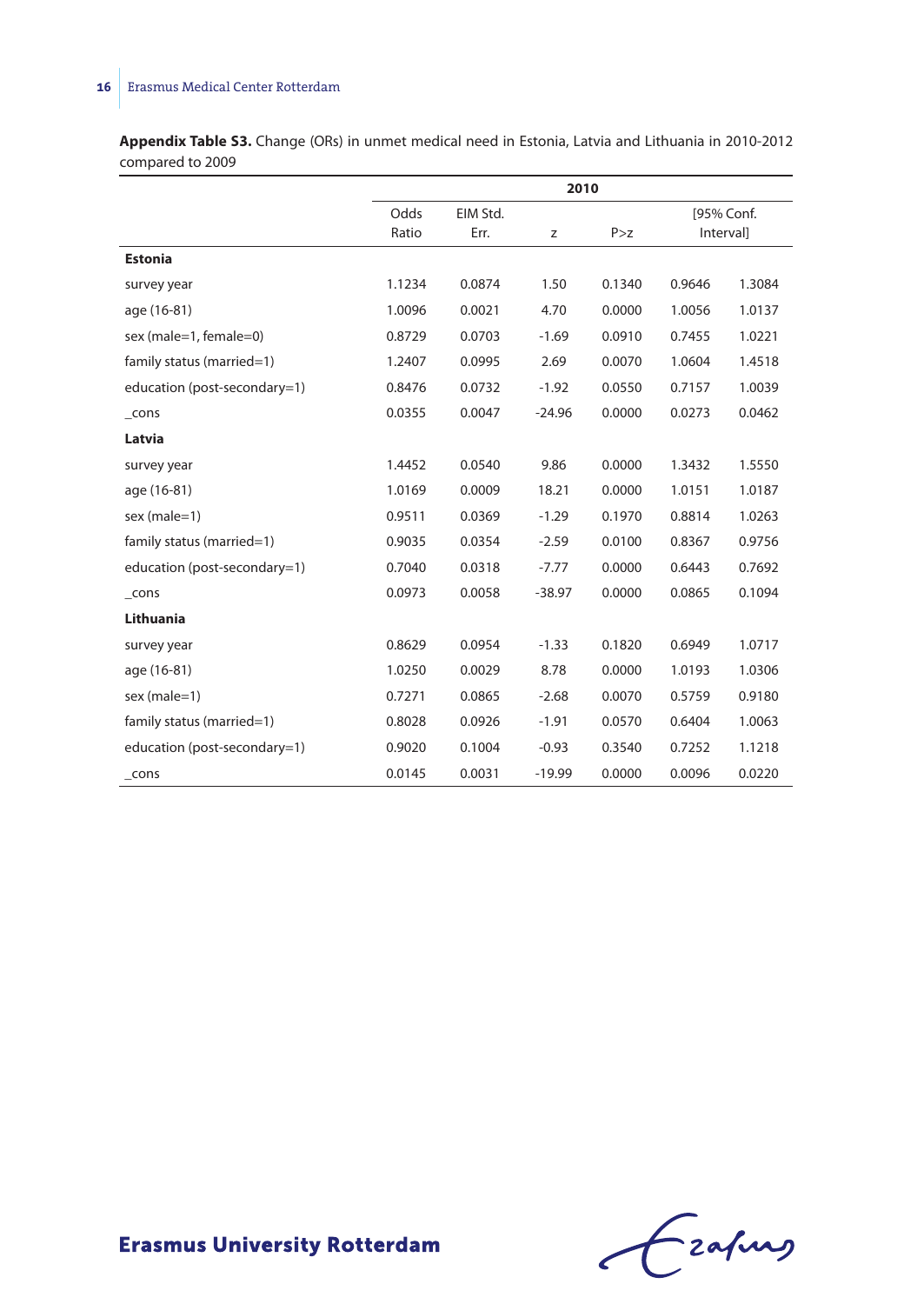**Appendix Table S3.** Change (ORs) in unmet medical need in Estonia, Latvia and Lithuania in 2010-2012 compared to 2009

| | 2010 | | | | | |
|---|---|---|---|---|---|---|
| | Odds Ratio | EIM Std. Err. | z | P>z | [95% Conf. | Interval] |
| **Estonia** | | | | | | |
| survey year | 1.1234 | 0.0874 | 1.50 | 0.1340 | 0.9646 | 1.3084 |
| age (16-81) | 1.0096 | 0.0021 | 4.70 | 0.0000 | 1.0056 | 1.0137 |
| sex (male=1, female=0) | 0.8729 | 0.0703 | -1.69 | 0.0910 | 0.7455 | 1.0221 |
| family status (married=1) | 1.2407 | 0.0995 | 2.69 | 0.0070 | 1.0604 | 1.4518 |
| education (post-secondary=1) | 0.8476 | 0.0732 | -1.92 | 0.0550 | 0.7157 | 1.0039 |
| _cons | 0.0355 | 0.0047 | -24.96 | 0.0000 | 0.0273 | 0.0462 |
| **Latvia** | | | | | | |
| survey year | 1.4452 | 0.0540 | 9.86 | 0.0000 | 1.3432 | 1.5550 |
| age (16-81) | 1.0169 | 0.0009 | 18.21 | 0.0000 | 1.0151 | 1.0187 |
| sex (male=1) | 0.9511 | 0.0369 | -1.29 | 0.1970 | 0.8814 | 1.0263 |
| family status (married=1) | 0.9035 | 0.0354 | -2.59 | 0.0100 | 0.8367 | 0.9756 |
| education (post-secondary=1) | 0.7040 | 0.0318 | -7.77 | 0.0000 | 0.6443 | 0.7692 |
| _cons | 0.0973 | 0.0058 | -38.97 | 0.0000 | 0.0865 | 0.1094 |
| **Lithuania** | | | | | | |
| survey year | 0.8629 | 0.0954 | -1.33 | 0.1820 | 0.6949 | 1.0717 |
| age (16-81) | 1.0250 | 0.0029 | 8.78 | 0.0000 | 1.0193 | 1.0306 |
| sex (male=1) | 0.7271 | 0.0865 | -2.68 | 0.0070 | 0.5759 | 0.9180 |
| family status (married=1) | 0.8028 | 0.0926 | -1.91 | 0.0570 | 0.6404 | 1.0063 |
| education (post-secondary=1) | 0.9020 | 0.1004 | -0.93 | 0.3540 | 0.7252 | 1.1218 |
| _cons | 0.0145 | 0.0031 | -19.99 | 0.0000 | 0.0096 | 0.0220 |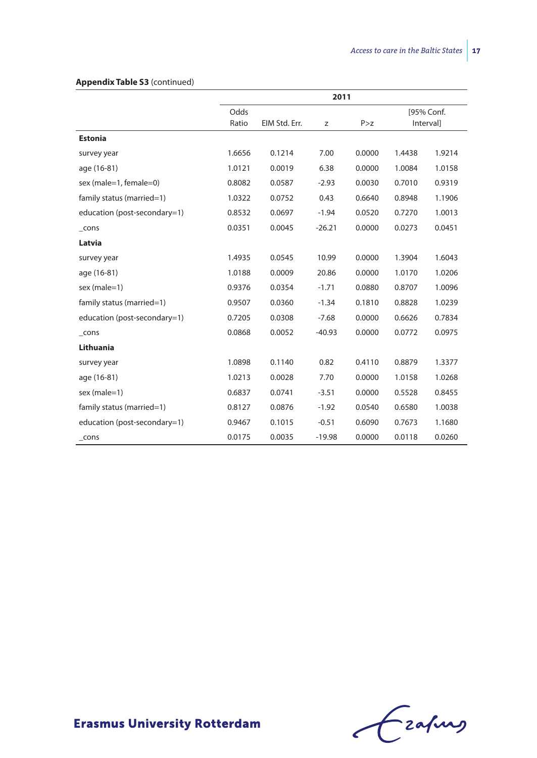**Appendix Table S3** (continued)

| | 2011 | | | | | |
|---|---|---|---|---|---|---|
| | Odds Ratio | EIM Std. Err. | z | P>z | [95% Conf. | Interval] |
| **Estonia** | | | | | | |
| survey year | 1.6656 | 0.1214 | 7.00 | 0.0000 | 1.4438 | 1.9214 |
| age (16-81) | 1.0121 | 0.0019 | 6.38 | 0.0000 | 1.0084 | 1.0158 |
| sex (male=1, female=0) | 0.8082 | 0.0587 | -2.93 | 0.0030 | 0.7010 | 0.9319 |
| family status (married=1) | 1.0322 | 0.0752 | 0.43 | 0.6640 | 0.8948 | 1.1906 |
| education (post-secondary=1) | 0.8532 | 0.0697 | -1.94 | 0.0520 | 0.7270 | 1.0013 |
| _cons | 0.0351 | 0.0045 | -26.21 | 0.0000 | 0.0273 | 0.0451 |
| **Latvia** | | | | | | |
| survey year | 1.4935 | 0.0545 | 10.99 | 0.0000 | 1.3904 | 1.6043 |
| age (16-81) | 1.0188 | 0.0009 | 20.86 | 0.0000 | 1.0170 | 1.0206 |
| sex (male=1) | 0.9376 | 0.0354 | -1.71 | 0.0880 | 0.8707 | 1.0096 |
| family status (married=1) | 0.9507 | 0.0360 | -1.34 | 0.1810 | 0.8828 | 1.0239 |
| education (post-secondary=1) | 0.7205 | 0.0308 | -7.68 | 0.0000 | 0.6626 | 0.7834 |
| _cons | 0.0868 | 0.0052 | -40.93 | 0.0000 | 0.0772 | 0.0975 |
| **Lithuania** | | | | | | |
| survey year | 1.0898 | 0.1140 | 0.82 | 0.4110 | 0.8879 | 1.3377 |
| age (16-81) | 1.0213 | 0.0028 | 7.70 | 0.0000 | 1.0158 | 1.0268 |
| sex (male=1) | 0.6837 | 0.0741 | -3.51 | 0.0000 | 0.5528 | 0.8455 |
| family status (married=1) | 0.8127 | 0.0876 | -1.92 | 0.0540 | 0.6580 | 1.0038 |
| education (post-secondary=1) | 0.9467 | 0.1015 | -0.51 | 0.6090 | 0.7673 | 1.1680 |
| _cons | 0.0175 | 0.0035 | -19.98 | 0.0000 | 0.0118 | 0.0260 |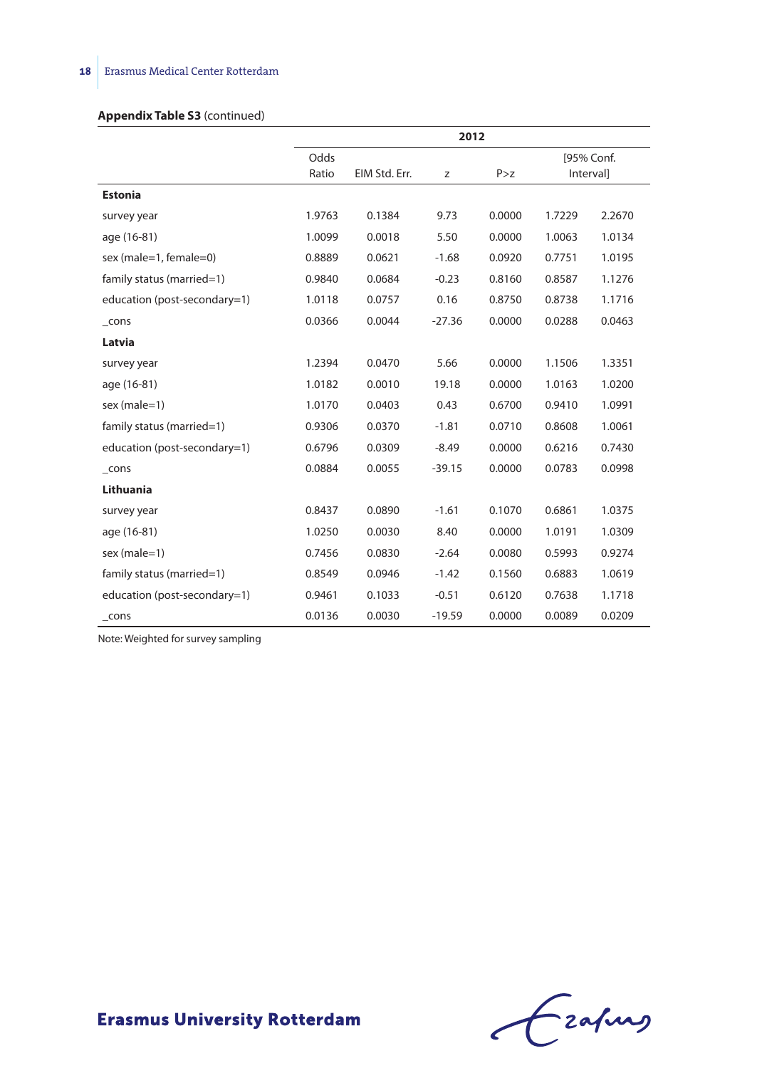**Appendix Table S3** (continued)

| | 2012 | | | | | |
|---|---|---|---|---|---|---|
| | Odds Ratio | EIM Std. Err. | z | P>z | [95% Conf. Interval] | |
| **Estonia** | | | | | | |
| survey year | 1.9763 | 0.1384 | 9.73 | 0.0000 | 1.7229 | 2.2670 |
| age (16-81) | 1.0099 | 0.0018 | 5.50 | 0.0000 | 1.0063 | 1.0134 |
| sex (male=1, female=0) | 0.8889 | 0.0621 | -1.68 | 0.0920 | 0.7751 | 1.0195 |
| family status (married=1) | 0.9840 | 0.0684 | -0.23 | 0.8160 | 0.8587 | 1.1276 |
| education (post-secondary=1) | 1.0118 | 0.0757 | 0.16 | 0.8750 | 0.8738 | 1.1716 |
| _cons | 0.0366 | 0.0044 | -27.36 | 0.0000 | 0.0288 | 0.0463 |
| **Latvia** | | | | | | |
| survey year | 1.2394 | 0.0470 | 5.66 | 0.0000 | 1.1506 | 1.3351 |
| age (16-81) | 1.0182 | 0.0010 | 19.18 | 0.0000 | 1.0163 | 1.0200 |
| sex (male=1) | 1.0170 | 0.0403 | 0.43 | 0.6700 | 0.9410 | 1.0991 |
| family status (married=1) | 0.9306 | 0.0370 | -1.81 | 0.0710 | 0.8608 | 1.0061 |
| education (post-secondary=1) | 0.6796 | 0.0309 | -8.49 | 0.0000 | 0.6216 | 0.7430 |
| _cons | 0.0884 | 0.0055 | -39.15 | 0.0000 | 0.0783 | 0.0998 |
| **Lithuania** | | | | | | |
| survey year | 0.8437 | 0.0890 | -1.61 | 0.1070 | 0.6861 | 1.0375 |
| age (16-81) | 1.0250 | 0.0030 | 8.40 | 0.0000 | 1.0191 | 1.0309 |
| sex (male=1) | 0.7456 | 0.0830 | -2.64 | 0.0080 | 0.5993 | 0.9274 |
| family status (married=1) | 0.8549 | 0.0946 | -1.42 | 0.1560 | 0.6883 | 1.0619 |
| education (post-secondary=1) | 0.9461 | 0.1033 | -0.51 | 0.6120 | 0.7638 | 1.1718 |
| _cons | 0.0136 | 0.0030 | -19.59 | 0.0000 | 0.0089 | 0.0209 |

Note: Weighted for survey sampling